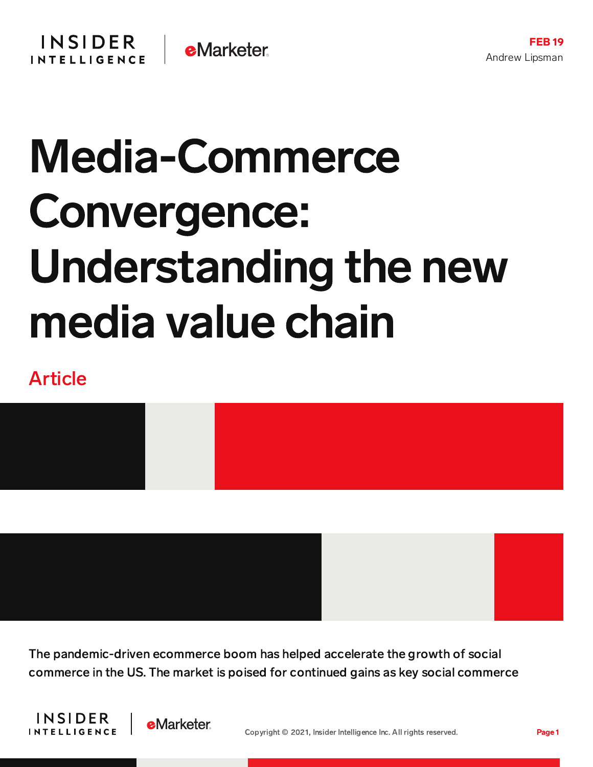FEB 19
Andrew Lipsman

# Media-Commerce Convergence: Understanding the new media value chain

Article

The pandemic-driven ecommerce boom has helped accelerate the growth of social commerce in the US. The market is poised for continued gains as key social commerce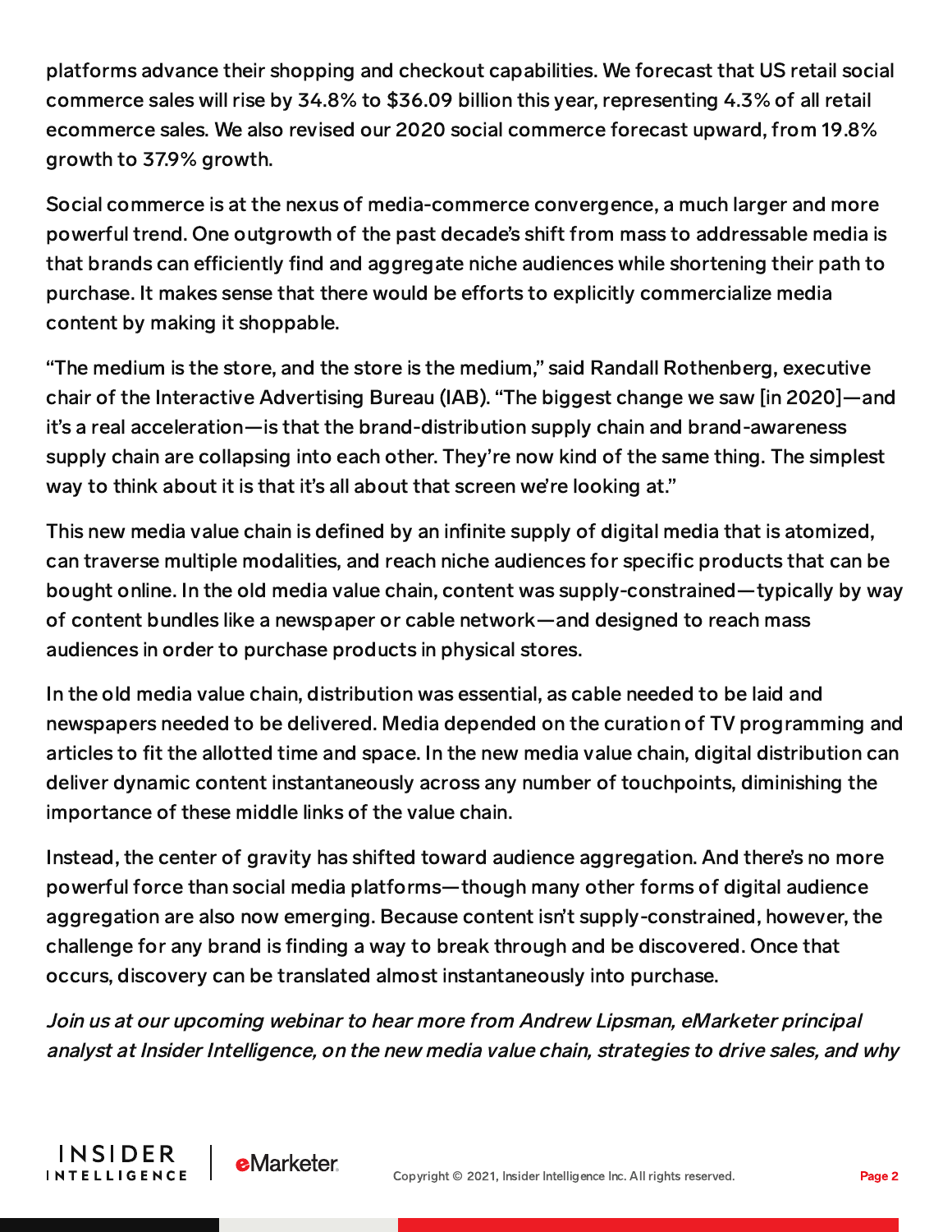platforms advance their shopping and checkout capabilities. We forecast that US retail social commerce sales will rise by 34.8% to $36.09 billion this year, representing 4.3% of all retail ecommerce sales. We also revised our 2020 social commerce forecast upward, from 19.8% growth to 37.9% growth.

Social commerce is at the nexus of media-commerce convergence, a much larger and more powerful trend. One outgrowth of the past decade's shift from mass to addressable media is that brands can efficiently find and aggregate niche audiences while shortening their path to purchase. It makes sense that there would be efforts to explicitly commercialize media content by making it shoppable.

"The medium is the store, and the store is the medium," said Randall Rothenberg, executive chair of the Interactive Advertising Bureau (IAB). "The biggest change we saw [in 2020]—and it's a real acceleration—is that the brand-distribution supply chain and brand-awareness supply chain are collapsing into each other. They're now kind of the same thing. The simplest way to think about it is that it's all about that screen we're looking at."

This new media value chain is defined by an infinite supply of digital media that is atomized, can traverse multiple modalities, and reach niche audiences for specific products that can be bought online. In the old media value chain, content was supply-constrained—typically by way of content bundles like a newspaper or cable network—and designed to reach mass audiences in order to purchase products in physical stores.

In the old media value chain, distribution was essential, as cable needed to be laid and newspapers needed to be delivered. Media depended on the curation of TV programming and articles to fit the allotted time and space. In the new media value chain, digital distribution can deliver dynamic content instantaneously across any number of touchpoints, diminishing the importance of these middle links of the value chain.

Instead, the center of gravity has shifted toward audience aggregation. And there's no more powerful force than social media platforms—though many other forms of digital audience aggregation are also now emerging. Because content isn't supply-constrained, however, the challenge for any brand is finding a way to break through and be discovered. Once that occurs, discovery can be translated almost instantaneously into purchase.

*Join us at our upcoming webinar to hear more from Andrew Lipsman, eMarketer principal analyst at Insider Intelligence, on the new media value chain, strategies to drive sales, and why*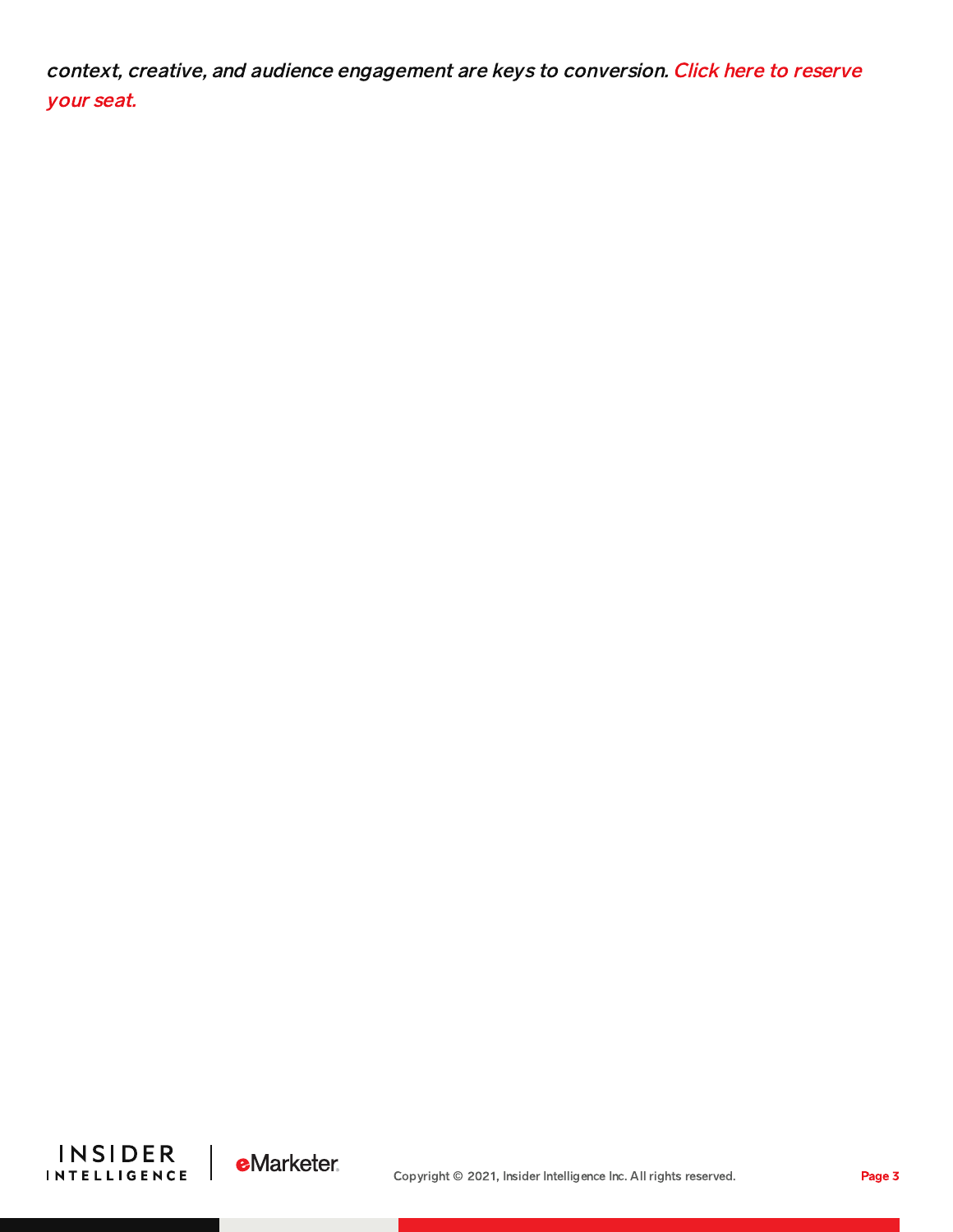*context, creative, and audience engagement are keys to conversion. Click here to reserve your seat.*